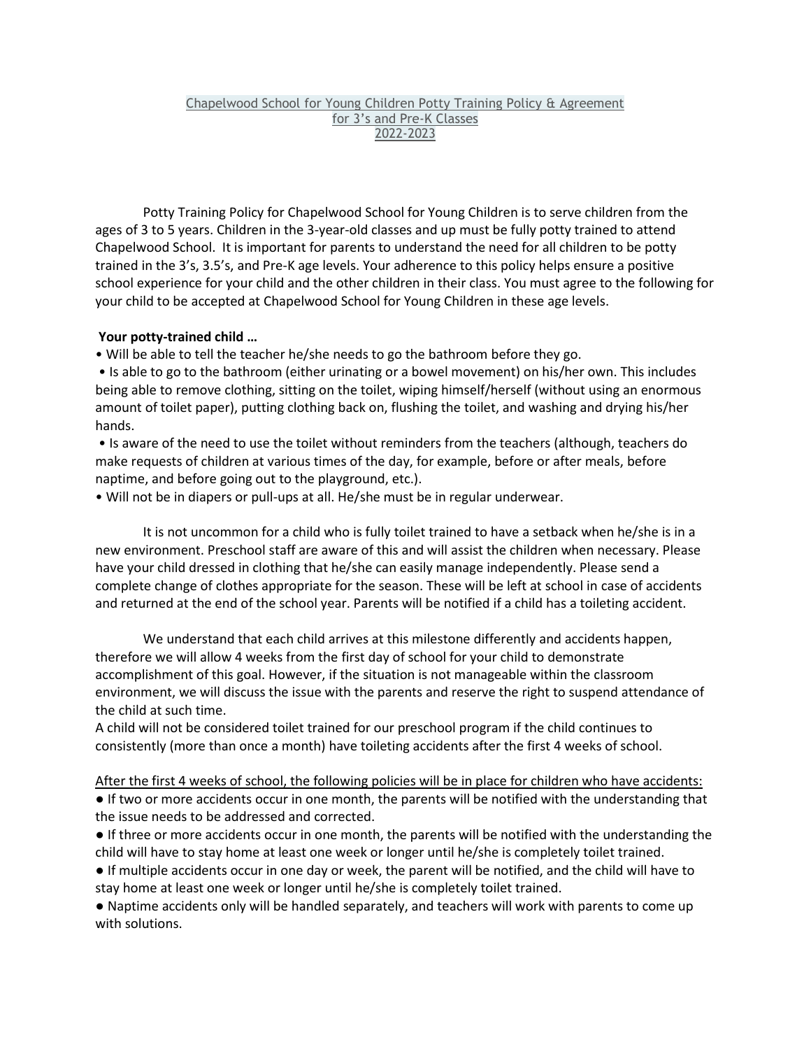# Chapelwood School for Young Children Potty Training Policy & Agreement for 3's and Pre-K Classes 2022-2023

Potty Training Policy for Chapelwood School for Young Children is to serve children from the ages of 3 to 5 years. Children in the 3-year-old classes and up must be fully potty trained to attend Chapelwood School. It is important for parents to understand the need for all children to be potty trained in the 3's, 3.5's, and Pre-K age levels. Your adherence to this policy helps ensure a positive school experience for your child and the other children in their class. You must agree to the following for your child to be accepted at Chapelwood School for Young Children in these age levels.

**Your potty-trained child …**

- Will be able to tell the teacher he/she needs to go the bathroom before they go.
- Is able to go to the bathroom (either urinating or a bowel movement) on his/her own. This includes being able to remove clothing, sitting on the toilet, wiping himself/herself (without using an enormous amount of toilet paper), putting clothing back on, flushing the toilet, and washing and drying his/her hands.
- Is aware of the need to use the toilet without reminders from the teachers (although, teachers do make requests of children at various times of the day, for example, before or after meals, before naptime, and before going out to the playground, etc.).
- Will not be in diapers or pull-ups at all. He/she must be in regular underwear.

It is not uncommon for a child who is fully toilet trained to have a setback when he/she is in a new environment. Preschool staff are aware of this and will assist the children when necessary. Please have your child dressed in clothing that he/she can easily manage independently. Please send a complete change of clothes appropriate for the season. These will be left at school in case of accidents and returned at the end of the school year. Parents will be notified if a child has a toileting accident.

We understand that each child arrives at this milestone differently and accidents happen, therefore we will allow 4 weeks from the first day of school for your child to demonstrate accomplishment of this goal. However, if the situation is not manageable within the classroom environment, we will discuss the issue with the parents and reserve the right to suspend attendance of the child at such time.

A child will not be considered toilet trained for our preschool program if the child continues to consistently (more than once a month) have toileting accidents after the first 4 weeks of school.

After the first 4 weeks of school, the following policies will be in place for children who have accidents:

- If two or more accidents occur in one month, the parents will be notified with the understanding that the issue needs to be addressed and corrected.
- If three or more accidents occur in one month, the parents will be notified with the understanding the child will have to stay home at least one week or longer until he/she is completely toilet trained.
- If multiple accidents occur in one day or week, the parent will be notified, and the child will have to stay home at least one week or longer until he/she is completely toilet trained.
- Naptime accidents only will be handled separately, and teachers will work with parents to come up with solutions.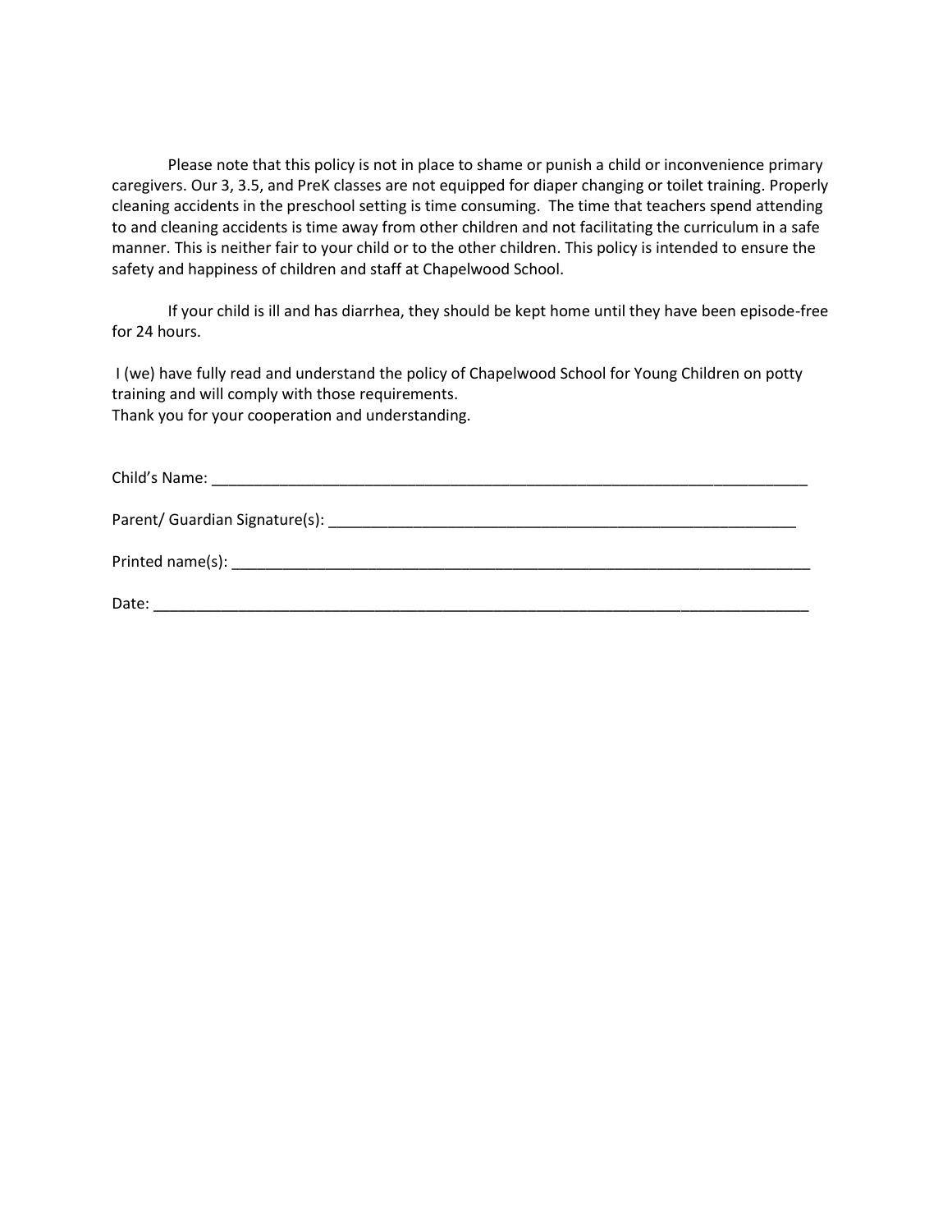Please note that this policy is not in place to shame or punish a child or inconvenience primary caregivers. Our 3, 3.5, and PreK classes are not equipped for diaper changing or toilet training. Properly cleaning accidents in the preschool setting is time consuming. The time that teachers spend attending to and cleaning accidents is time away from other children and not facilitating the curriculum in a safe manner. This is neither fair to your child or to the other children. This policy is intended to ensure the safety and happiness of children and staff at Chapelwood School.

If your child is ill and has diarrhea, they should be kept home until they have been episode-free for 24 hours.

I (we) have fully read and understand the policy of Chapelwood School for Young Children on potty training and will comply with those requirements.
Thank you for your cooperation and understanding.

Child's Name: ___________________________________________________________________________

Parent/ Guardian Signature(s): ___________________________________________________________

Printed name(s): _________________________________________________________________________

Date: __________________________________________________________________________________